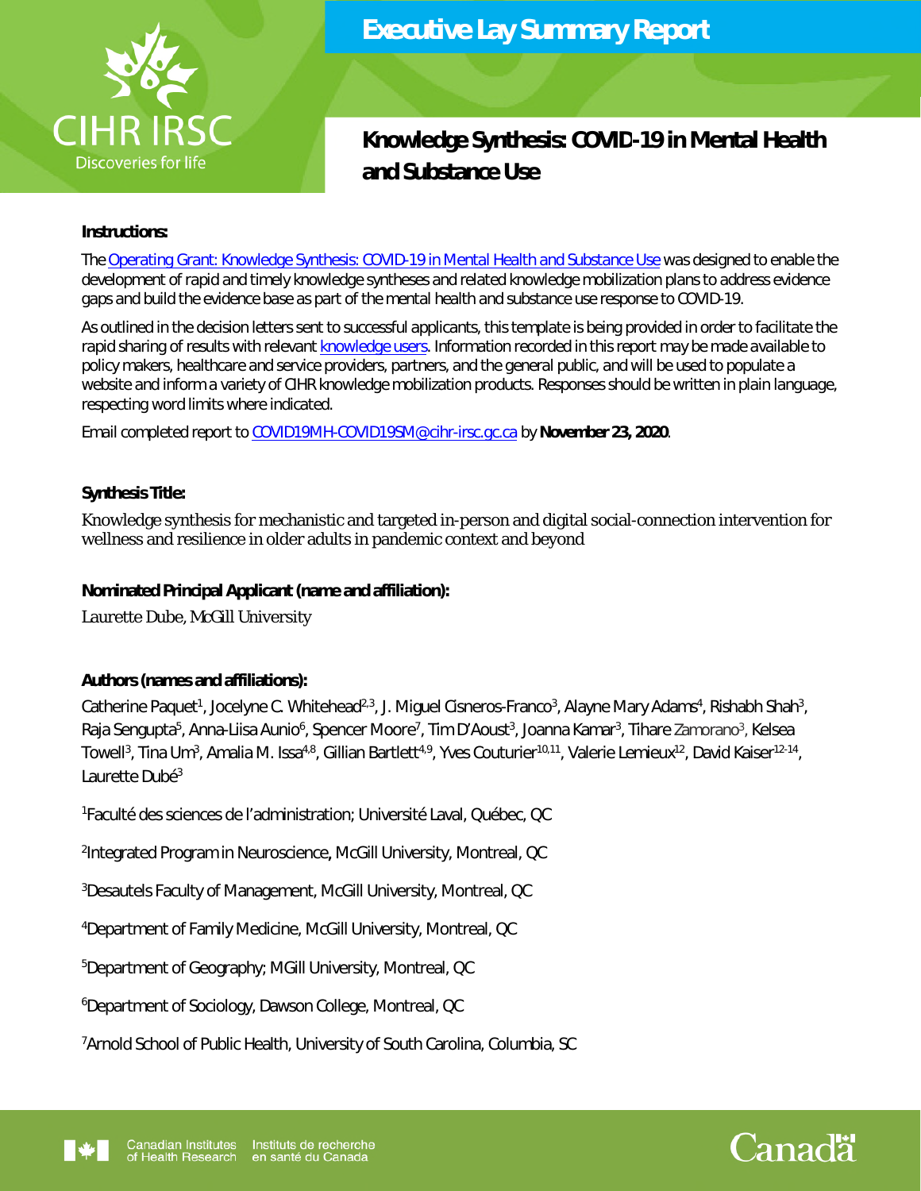# Executive Lay Summary Report

## Knowledge Synthesis: COVID-19 in Mental Health and Substance Use

**Instructions:**

The [Operating Grant: Knowledge Synthesis: COVID-19 in Mental Health and Substance Use](#) was designed to enable the development of rapid and timely knowledge syntheses and related knowledge mobilization plans to address evidence gaps and build the evidence base as part of the mental health and substance use response to COVID-19.

As outlined in the decision letters sent to successful applicants, this template is being provided in order to facilitate the rapid sharing of results with relevant [knowledge users](#). Information recorded in this report may be made available to policy makers, healthcare and service providers, partners, and the general public, and will be used to populate a website and inform a variety of CIHR knowledge mobilization products. Responses should be written in plain language, respecting word limits where indicated.

Email completed report to COVID19MH-COVID19SM@cihr-irsc.gc.ca by **November 23, 2020**.

**Synthesis Title:**

Knowledge synthesis for mechanistic and targeted in-person and digital social-connection intervention for wellness and resilience in older adults in pandemic context and beyond

**Nominated Principal Applicant (name and affiliation):**

Laurette Dube, McGill University

**Authors (names and affiliations):**

Catherine Paquet[1], Jocelyne C. Whitehead[2,3], J. Miguel Cisneros-Franco[3], Alayne Mary Adams[4], Rishabh Shah[3], Raja Sengupta[5], Anna-Liisa Aunio[6], Spencer Moore[7], Tim D'Aoust[3], Joanna Kamar[3], Tihare Zamorano[3], Kelsea Towell[3], Tina Um[3], Amalia M. Issa[4,8], Gillian Bartlett[4,9], Yves Couturier[10,11], Valerie Lemieux[12], David Kaiser[12-14], Laurette Dubé[3]

[1]Faculté des sciences de l'administration; Université Laval, Québec, QC

[2]Integrated Program in Neuroscience, McGill University, Montreal, QC

[3]Desautels Faculty of Management, McGill University, Montreal, QC

[4]Department of Family Medicine, McGill University, Montreal, QC

[5]Department of Geography; MGill University, Montreal, QC

[6]Department of Sociology, Dawson College, Montreal, QC

[7]Arnold School of Public Health, University of South Carolina, Columbia, SC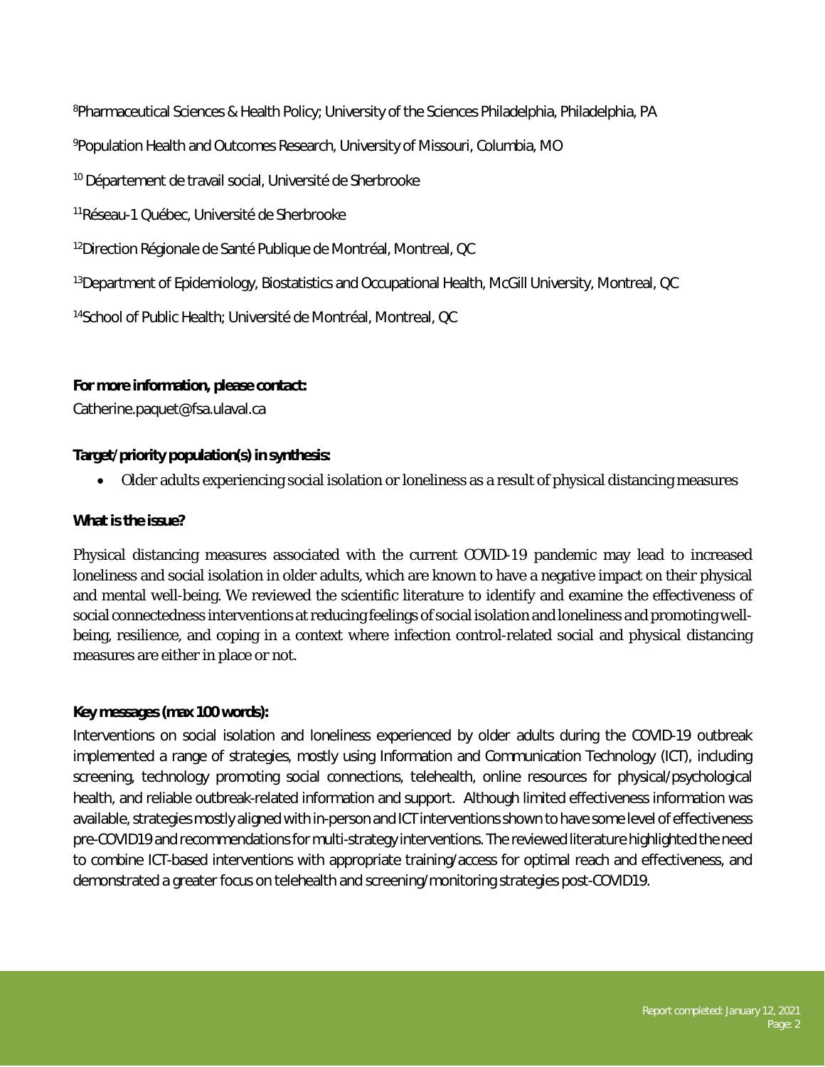[8]Pharmaceutical Sciences & Health Policy; University of the Sciences Philadelphia, Philadelphia, PA

[9]Population Health and Outcomes Research, University of Missouri, Columbia, MO

[10] Département de travail social, Université de Sherbrooke

[11]Réseau-1 Québec, Université de Sherbrooke

[12]Direction Régionale de Santé Publique de Montréal, Montreal, QC

[13]Department of Epidemiology, Biostatistics and Occupational Health, McGill University, Montreal, QC

[14]School of Public Health; Université de Montréal, Montreal, QC

**For more information, please contact:**

Catherine.paquet@fsa.ulaval.ca

**Target/priority population(s) in synthesis:**

- Older adults experiencing social isolation or loneliness as a result of physical distancing measures

**What is the issue?**

Physical distancing measures associated with the current COVID-19 pandemic may lead to increased loneliness and social isolation in older adults, which are known to have a negative impact on their physical and mental well-being. We reviewed the scientific literature to identify and examine the effectiveness of social connectedness interventions at reducing feelings of social isolation and loneliness and promoting well-being, resilience, and coping in a context where infection control-related social and physical distancing measures are either in place or not.

**Key messages (max 100 words):**

Interventions on social isolation and loneliness experienced by older adults during the COVID-19 outbreak implemented a range of strategies, mostly using Information and Communication Technology (ICT), including screening, technology promoting social connections, telehealth, online resources for physical/psychological health, and reliable outbreak-related information and support. Although limited effectiveness information was available, strategies mostly aligned with in-person and ICT interventions shown to have some level of effectiveness pre-COVID19 and recommendations for multi-strategy interventions. The reviewed literature highlighted the need to combine ICT-based interventions with appropriate training/access for optimal reach and effectiveness, and demonstrated a greater focus on telehealth and screening/monitoring strategies post-COVID19.

Report completed: January 12, 2021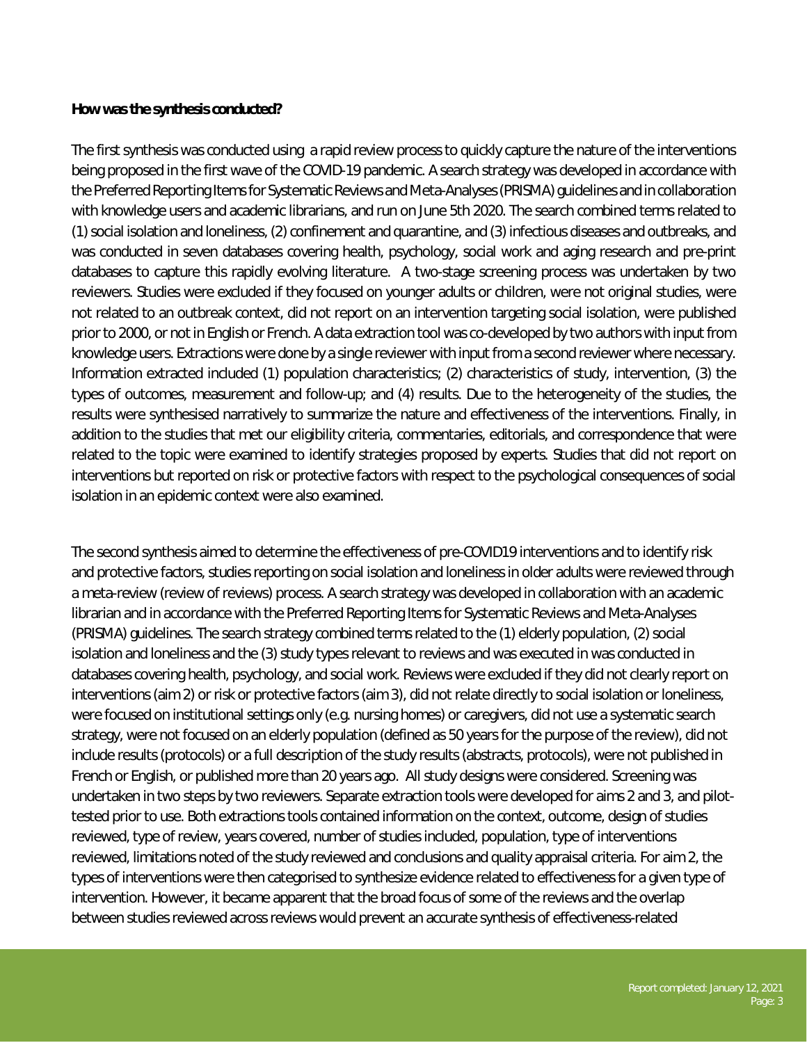**How was the synthesis conducted?**

The first synthesis was conducted using a rapid review process to quickly capture the nature of the interventions being proposed in the first wave of the COVID-19 pandemic. A search strategy was developed in accordance with the Preferred Reporting Items for Systematic Reviews and Meta-Analyses (PRISMA) guidelines and in collaboration with knowledge users and academic librarians, and run on June 5th 2020. The search combined terms related to (1) social isolation and loneliness, (2) confinement and quarantine, and (3) infectious diseases and outbreaks, and was conducted in seven databases covering health, psychology, social work and aging research and pre-print databases to capture this rapidly evolving literature. A two-stage screening process was undertaken by two reviewers. Studies were excluded if they focused on younger adults or children, were not original studies, were not related to an outbreak context, did not report on an intervention targeting social isolation, were published prior to 2000, or not in English or French. A data extraction tool was co-developed by two authors with input from knowledge users. Extractions were done by a single reviewer with input from a second reviewer where necessary. Information extracted included (1) population characteristics; (2) characteristics of study, intervention, (3) the types of outcomes, measurement and follow-up; and (4) results. Due to the heterogeneity of the studies, the results were synthesised narratively to summarize the nature and effectiveness of the interventions. Finally, in addition to the studies that met our eligibility criteria, commentaries, editorials, and correspondence that were related to the topic were examined to identify strategies proposed by experts. Studies that did not report on interventions but reported on risk or protective factors with respect to the psychological consequences of social isolation in an epidemic context were also examined.

The second synthesis aimed to determine the effectiveness of pre-COVID19 interventions and to identify risk and protective factors, studies reporting on social isolation and loneliness in older adults were reviewed through a meta-review (review of reviews) process. A search strategy was developed in collaboration with an academic librarian and in accordance with the Preferred Reporting Items for Systematic Reviews and Meta-Analyses (PRISMA) guidelines. The search strategy combined terms related to the (1) elderly population, (2) social isolation and loneliness and the (3) study types relevant to reviews and was executed in was conducted in databases covering health, psychology, and social work. Reviews were excluded if they did not clearly report on interventions (aim 2) or risk or protective factors (aim 3), did not relate directly to social isolation or loneliness, were focused on institutional settings only (e.g. nursing homes) or caregivers, did not use a systematic search strategy, were not focused on an elderly population (defined as 50 years for the purpose of the review), did not include results (protocols) or a full description of the study results (abstracts, protocols), were not published in French or English, or published more than 20 years ago. All study designs were considered. Screening was undertaken in two steps by two reviewers. Separate extraction tools were developed for aims 2 and 3, and pilot-tested prior to use. Both extractions tools contained information on the context, outcome, design of studies reviewed, type of review, years covered, number of studies included, population, type of interventions reviewed, limitations noted of the study reviewed and conclusions and quality appraisal criteria. For aim 2, the types of interventions were then categorised to synthesize evidence related to effectiveness for a given type of intervention. However, it became apparent that the broad focus of some of the reviews and the overlap between studies reviewed across reviews would prevent an accurate synthesis of effectiveness-related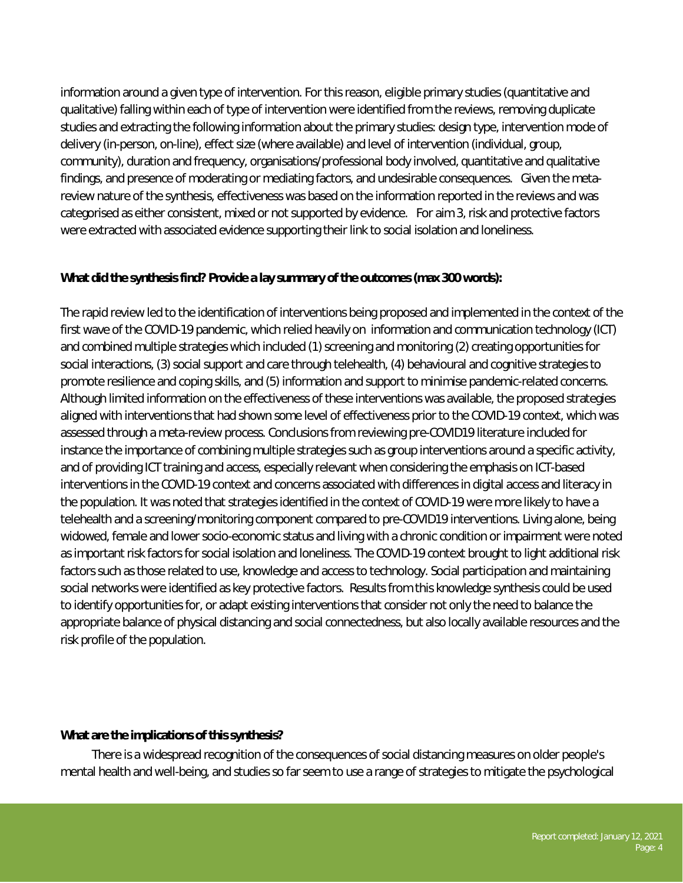information around a given type of intervention. For this reason, eligible primary studies (quantitative and qualitative) falling within each of type of intervention were identified from the reviews, removing duplicate studies and extracting the following information about the primary studies: design type, intervention mode of delivery (in-person, on-line), effect size (where available) and level of intervention (individual, group, community), duration and frequency, organisations/professional body involved, quantitative and qualitative findings, and presence of moderating or mediating factors, and undesirable consequences. Given the meta-review nature of the synthesis, effectiveness was based on the information reported in the reviews and was categorised as either consistent, mixed or not supported by evidence. For aim 3, risk and protective factors were extracted with associated evidence supporting their link to social isolation and loneliness.

**What did the synthesis find? Provide a lay summary of the outcomes (max 300 words):**

The rapid review led to the identification of interventions being proposed and implemented in the context of the first wave of the COVID-19 pandemic, which relied heavily on information and communication technology (ICT) and combined multiple strategies which included (1) screening and monitoring (2) creating opportunities for social interactions, (3) social support and care through telehealth, (4) behavioural and cognitive strategies to promote resilience and coping skills, and (5) information and support to minimise pandemic-related concerns. Although limited information on the effectiveness of these interventions was available, the proposed strategies aligned with interventions that had shown some level of effectiveness prior to the COVID-19 context, which was assessed through a meta-review process. Conclusions from reviewing pre-COVID19 literature included for instance the importance of combining multiple strategies such as group interventions around a specific activity, and of providing ICT training and access, especially relevant when considering the emphasis on ICT-based interventions in the COVID-19 context and concerns associated with differences in digital access and literacy in the population. It was noted that strategies identified in the context of COVID-19 were more likely to have a telehealth and a screening/monitoring component compared to pre-COVID19 interventions. Living alone, being widowed, female and lower socio-economic status and living with a chronic condition or impairment were noted as important risk factors for social isolation and loneliness. The COVID-19 context brought to light additional risk factors such as those related to use, knowledge and access to technology. Social participation and maintaining social networks were identified as key protective factors. Results from this knowledge synthesis could be used to identify opportunities for, or adapt existing interventions that consider not only the need to balance the appropriate balance of physical distancing and social connectedness, but also locally available resources and the risk profile of the population.

**What are the implications of this synthesis?**

There is a widespread recognition of the consequences of social distancing measures on older people's mental health and well-being, and studies so far seem to use a range of strategies to mitigate the psychological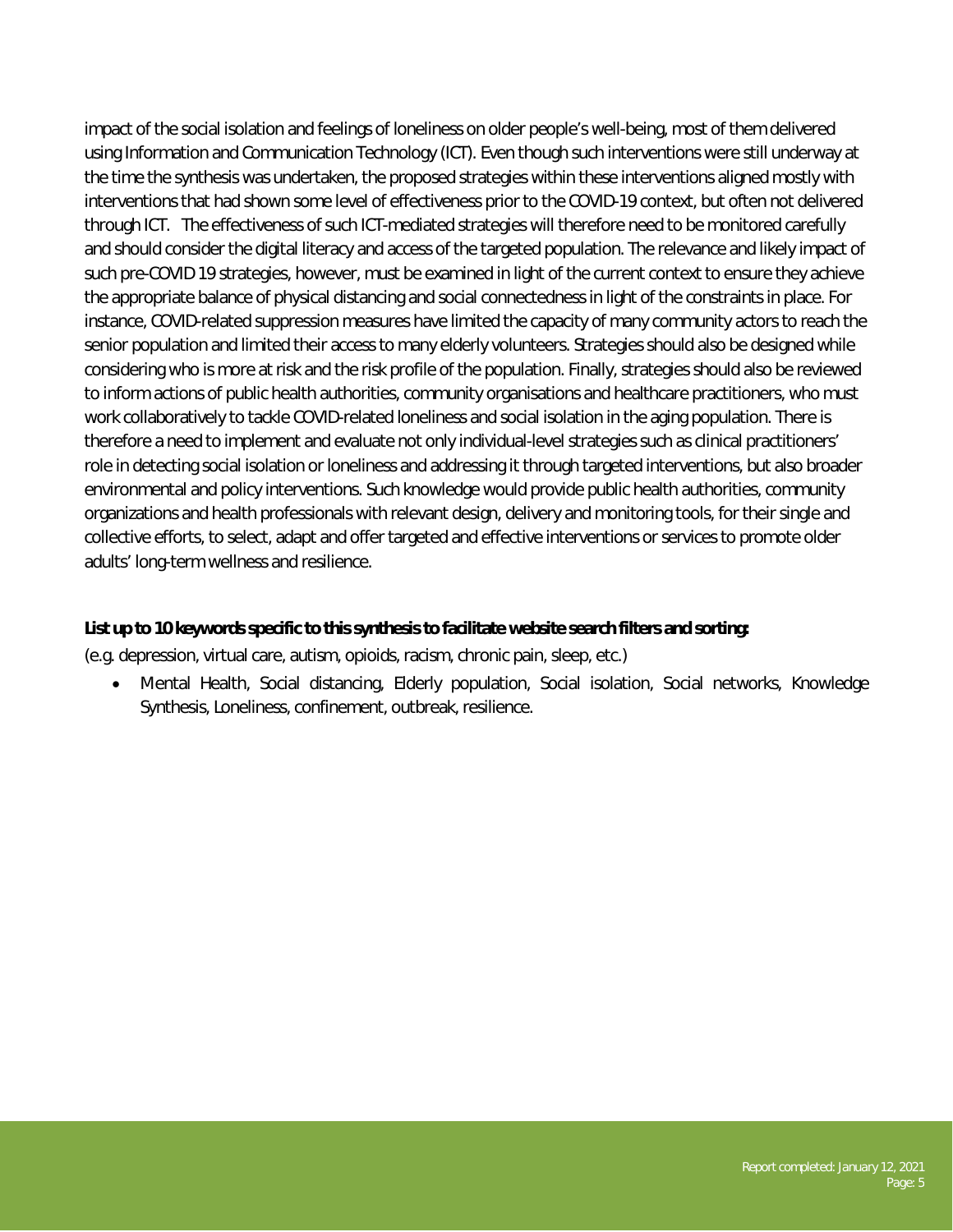impact of the social isolation and feelings of loneliness on older people's well-being, most of them delivered using Information and Communication Technology (ICT). Even though such interventions were still underway at the time the synthesis was undertaken, the proposed strategies within these interventions aligned mostly with interventions that had shown some level of effectiveness prior to the COVID-19 context, but often not delivered through ICT. The effectiveness of such ICT-mediated strategies will therefore need to be monitored carefully and should consider the digital literacy and access of the targeted population. The relevance and likely impact of such pre-COVID 19 strategies, however, must be examined in light of the current context to ensure they achieve the appropriate balance of physical distancing and social connectedness in light of the constraints in place. For instance, COVID-related suppression measures have limited the capacity of many community actors to reach the senior population and limited their access to many elderly volunteers. Strategies should also be designed while considering who is more at risk and the risk profile of the population. Finally, strategies should also be reviewed to inform actions of public health authorities, community organisations and healthcare practitioners, who must work collaboratively to tackle COVID-related loneliness and social isolation in the aging population. There is therefore a need to implement and evaluate not only individual-level strategies such as clinical practitioners' role in detecting social isolation or loneliness and addressing it through targeted interventions, but also broader environmental and policy interventions. Such knowledge would provide public health authorities, community organizations and health professionals with relevant design, delivery and monitoring tools, for their single and collective efforts, to select, adapt and offer targeted and effective interventions or services to promote older adults' long-term wellness and resilience.

**List up to 10 keywords specific to this synthesis to facilitate website search filters and sorting:**

(e.g. depression, virtual care, autism, opioids, racism, chronic pain, sleep, etc.)

- Mental Health, Social distancing, Elderly population, Social isolation, Social networks, Knowledge Synthesis, Loneliness, confinement, outbreak, resilience.

Report completed: January 12, 2021